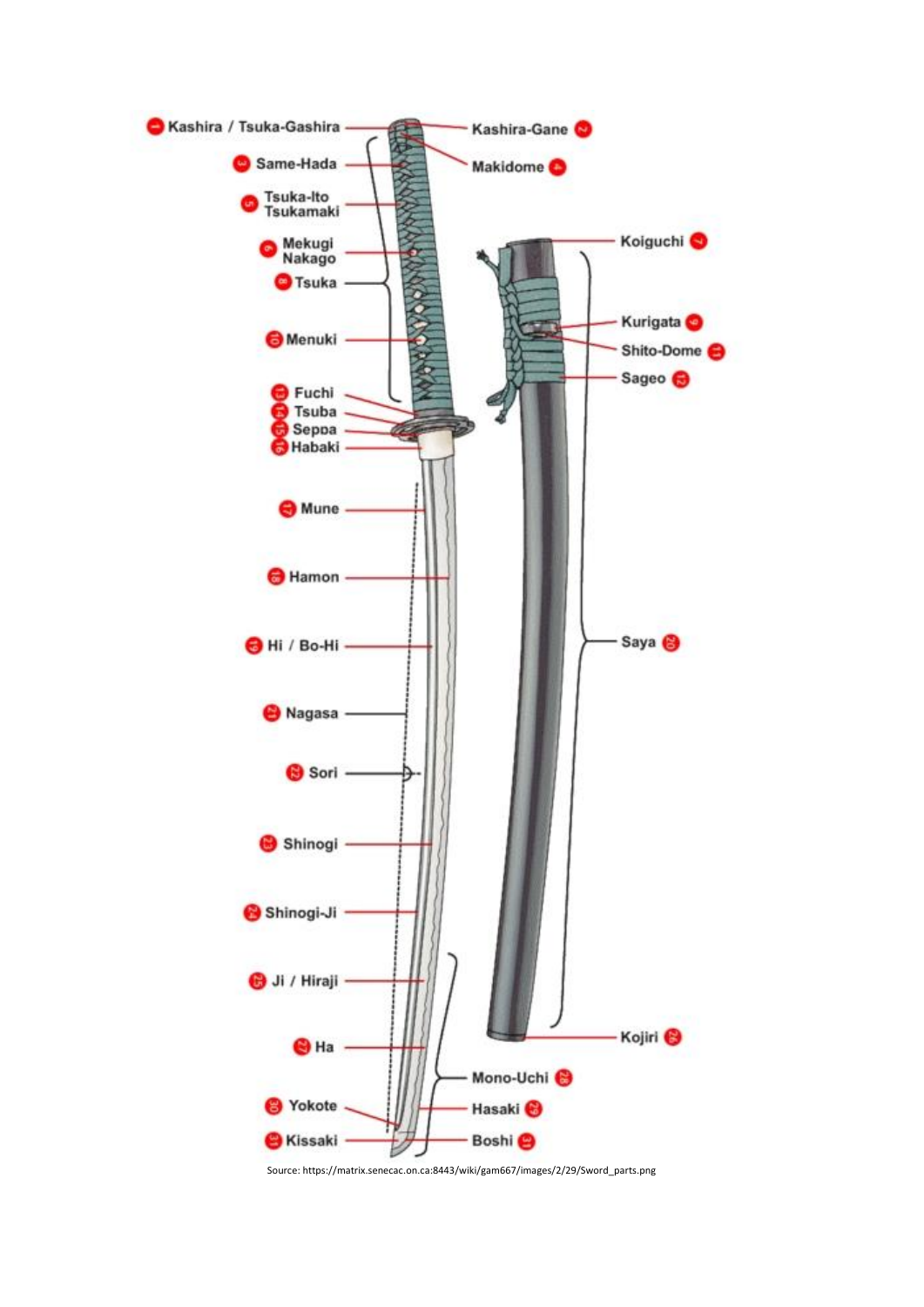1. Kashira / Tsuka-Gashira
2. Kashira-Gane
3. Same-Hada
4. Makidome
5. Tsuka-Ito Tsukamaki
6. Mekugi Nakago
7. Koiguchi
8. Tsuka
9. Kurigata
10. Menuki
11. Shito-Dome
12. Sageo
13. Fuchi
14. Tsuba
15. Seppa
16. Habaki
17. Mune
18. Hamon
19. Hi / Bo-Hi
20. Saya
21. Nagasa
22. Sori
23. Shinogi
24. Shinogi-Ji
25. Ji / Hiraji
26. Kojiri
27. Ha
28. Mono-Uchi
29. Hasaki
30. Yokote
31. Kissaki
31. Boshi

Source: https://matrix.senecac.on.ca:8443/wiki/gam667/images/2/29/Sword_parts.png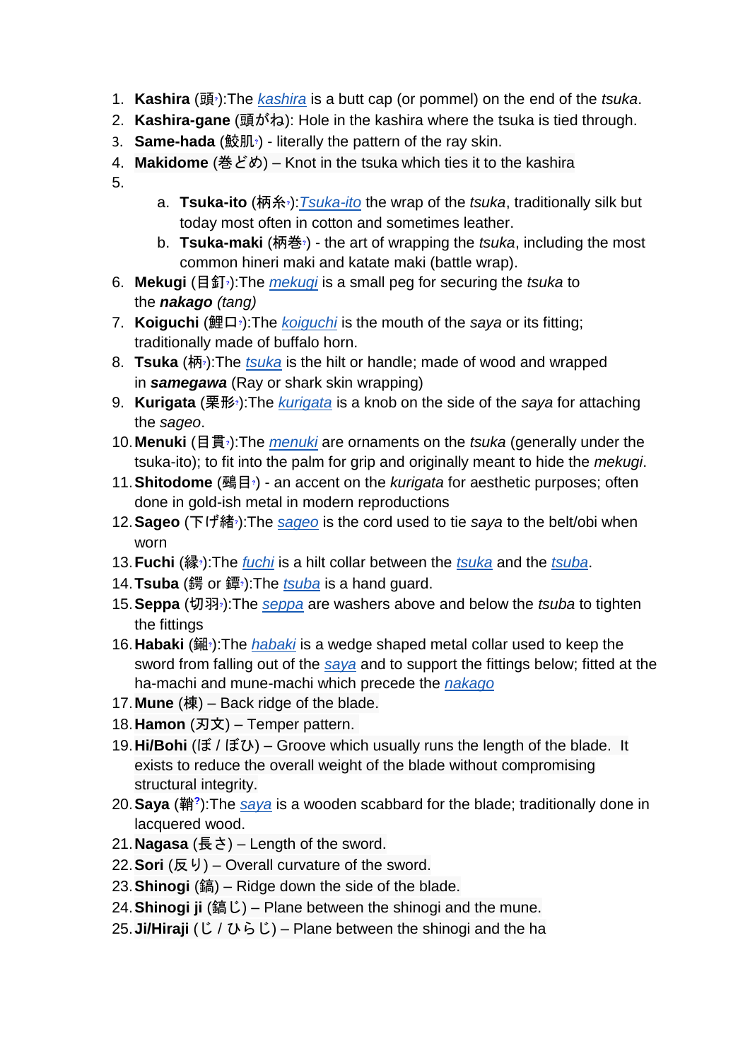1. **Kashira** (頭):The *kashira* is a butt cap (or pommel) on the end of the *tsuka*.
2. **Kashira-gane** (頭がね): Hole in the kashira where the tsuka is tied through.
3. **Same-hada** (鮫肌) - literally the pattern of the ray skin.
4. **Makidome** (巻どめ) – Knot in the tsuka which ties it to the kashira
5. 
    a. **Tsuka-ito** (柄糸):*Tsuka-ito* the wrap of the *tsuka*, traditionally silk but today most often in cotton and sometimes leather.
    b. **Tsuka-maki** (柄巻) - the art of wrapping the *tsuka*, including the most common hineri maki and katate maki (battle wrap).
6. **Mekugi** (目釘):The *mekugi* is a small peg for securing the *tsuka* to the ***nakago*** *(tang)*
7. **Koiguchi** (鯉口):The *koiguchi* is the mouth of the *saya* or its fitting; traditionally made of buffalo horn.
8. **Tsuka** (柄):The *tsuka* is the hilt or handle; made of wood and wrapped in ***samegawa*** (Ray or shark skin wrapping)
9. **Kurigata** (栗形):The *kurigata* is a knob on the side of the *saya* for attaching the *sageo*.
10. **Menuki** (目貫):The *menuki* are ornaments on the *tsuka* (generally under the tsuka-ito); to fit into the palm for grip and originally meant to hide the *mekugi*.
11. **Shitodome** (鵐目) - an accent on the *kurigata* for aesthetic purposes; often done in gold-ish metal in modern reproductions
12. **Sageo** (下げ緒):The *sageo* is the cord used to tie *saya* to the belt/obi when worn
13. **Fuchi** (縁):The *fuchi* is a hilt collar between the *tsuka* and the *tsuba*.
14. **Tsuba** (鍔 or 鐔):The *tsuba* is a hand guard.
15. **Seppa** (切羽):The *seppa* are washers above and below the *tsuba* to tighten the fittings
16. **Habaki** (鎺):The *habaki* is a wedge shaped metal collar used to keep the sword from falling out of the *saya* and to support the fittings below; fitted at the ha-machi and mune-machi which precede the *nakago*
17. **Mune** (棟) – Back ridge of the blade.
18. **Hamon** (刃文) – Temper pattern.
19. **Hi/Bohi** (ぼ / ぼひ) – Groove which usually runs the length of the blade. It exists to reduce the overall weight of the blade without compromising structural integrity.
20. **Saya** (鞘):The *saya* is a wooden scabbard for the blade; traditionally done in lacquered wood.
21. **Nagasa** (長さ) – Length of the sword.
22. **Sori** (反り) – Overall curvature of the sword.
23. **Shinogi** (鎬) – Ridge down the side of the blade.
24. **Shinogi ji** (鎬じ) – Plane between the shinogi and the mune.
25. **Ji/Hiraji** (じ / ひらじ) – Plane between the shinogi and the ha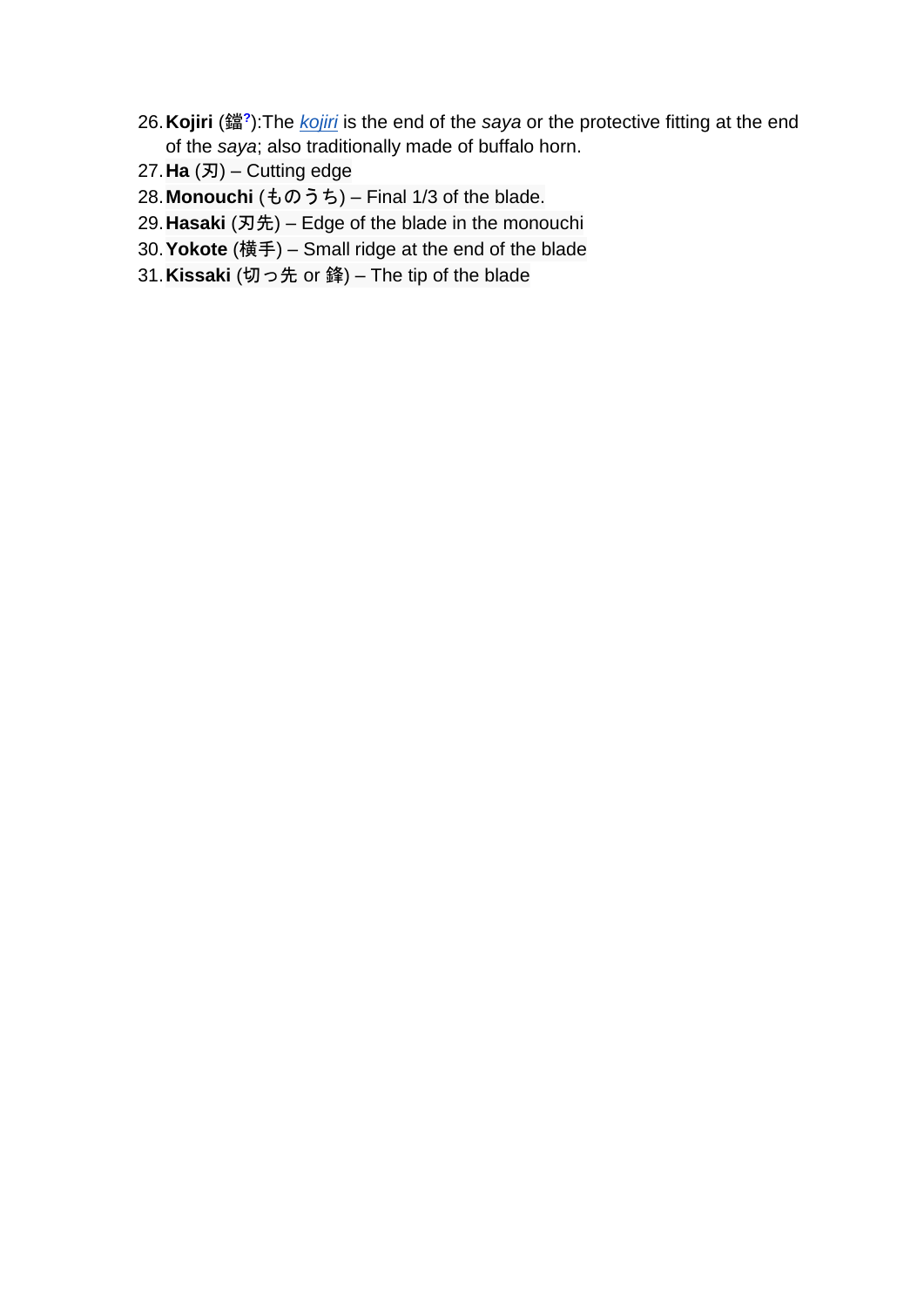26. **Kojiri** (鐺?):The *kojiri* is the end of the *saya* or the protective fitting at the end of the *saya*; also traditionally made of buffalo horn.
27. **Ha** (刃) – Cutting edge
28. **Monouchi** (ものうち) – Final 1/3 of the blade.
29. **Hasaki** (刃先) – Edge of the blade in the monouchi
30. **Yokote** (横手) – Small ridge at the end of the blade
31. **Kissaki** (切っ先 or 鋒) – The tip of the blade